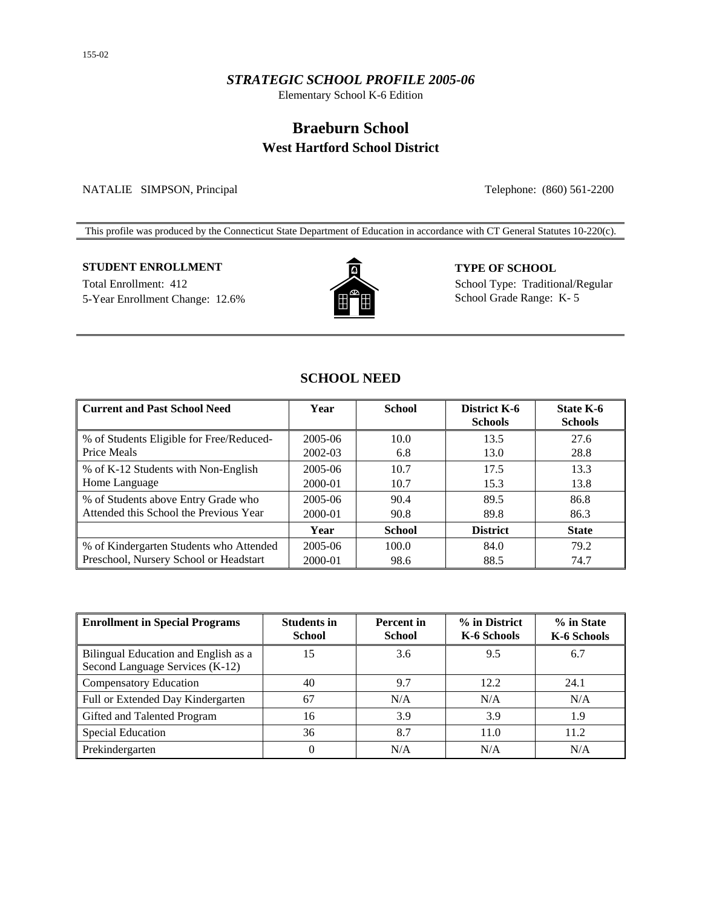*STRATEGIC SCHOOL PROFILE 2005-06*

Elementary School K-6 Edition

# Braeburn School

## West Hartford School District

NATALIE SIMPSON, Principal

Telephone: (860) 561-2200

This profile was produced by the Connecticut State Department of Education in accordance with CT General Statutes 10-220(c).

**STUDENT ENROLLMENT**

Total Enrollment: 412

5-Year Enrollment Change: 12.6%

**TYPE OF SCHOOL**

School Type: Traditional/Regular

School Grade Range: K- 5

## SCHOOL NEED

| Current and Past School Need | Year | School | District K-6 Schools | State K-6 Schools |
|---|---|---|---|---|
| % of Students Eligible for Free/Reduced-Price Meals | 2005-06<br>2002-03 | 10.0<br>6.8 | 13.5<br>13.0 | 27.6<br>28.8 |
| % of K-12 Students with Non-English Home Language | 2005-06<br>2000-01 | 10.7<br>10.7 | 17.5<br>15.3 | 13.3<br>13.8 |
| % of Students above Entry Grade who Attended this School the Previous Year | 2005-06<br>2000-01 | 90.4<br>90.8 | 89.5<br>89.8 | 86.8<br>86.3 |
| | **Year** | **School** | **District** | **State** |
| % of Kindergarten Students who Attended Preschool, Nursery School or Headstart | 2005-06<br>2000-01 | 100.0<br>98.6 | 84.0<br>88.5 | 79.2<br>74.7 |

| Enrollment in Special Programs | Students in School | Percent in School | % in District K-6 Schools | % in State K-6 Schools |
|---|---|---|---|---|
| Bilingual Education and English as a Second Language Services (K-12) | 15 | 3.6 | 9.5 | 6.7 |
| Compensatory Education | 40 | 9.7 | 12.2 | 24.1 |
| Full or Extended Day Kindergarten | 67 | N/A | N/A | N/A |
| Gifted and Talented Program | 16 | 3.9 | 3.9 | 1.9 |
| Special Education | 36 | 8.7 | 11.0 | 11.2 |
| Prekindergarten | 0 | N/A | N/A | N/A |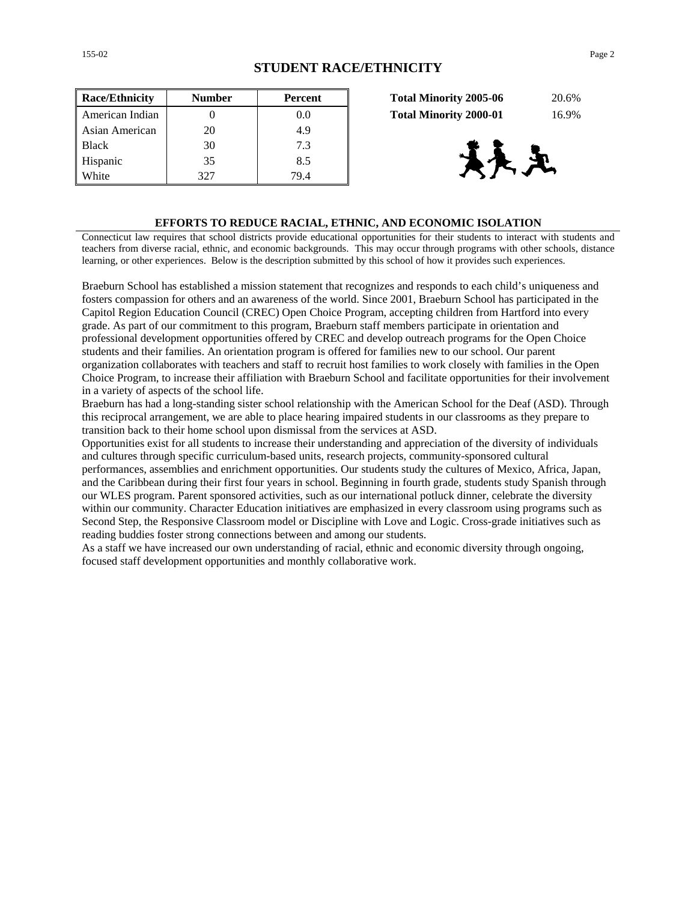## STUDENT RACE/ETHNICITY

| Race/Ethnicity | Number | Percent |
|---|---|---|
| American Indian | 0 | 0.0 |
| Asian American | 20 | 4.9 |
| Black | 30 | 7.3 |
| Hispanic | 35 | 8.5 |
| White | 327 | 79.4 |

| | |
|---|---|
| **Total Minority 2005-06** | 20.6% |
| **Total Minority 2000-01** | 16.9% |

### EFFORTS TO REDUCE RACIAL, ETHNIC, AND ECONOMIC ISOLATION

Connecticut law requires that school districts provide educational opportunities for their students to interact with students and teachers from diverse racial, ethnic, and economic backgrounds. This may occur through programs with other schools, distance learning, or other experiences. Below is the description submitted by this school of how it provides such experiences.

Braeburn School has established a mission statement that recognizes and responds to each child's uniqueness and fosters compassion for others and an awareness of the world. Since 2001, Braeburn School has participated in the Capitol Region Education Council (CREC) Open Choice Program, accepting children from Hartford into every grade. As part of our commitment to this program, Braeburn staff members participate in orientation and professional development opportunities offered by CREC and develop outreach programs for the Open Choice students and their families. An orientation program is offered for families new to our school. Our parent organization collaborates with teachers and staff to recruit host families to work closely with families in the Open Choice Program, to increase their affiliation with Braeburn School and facilitate opportunities for their involvement in a variety of aspects of the school life.
Braeburn has had a long-standing sister school relationship with the American School for the Deaf (ASD). Through this reciprocal arrangement, we are able to place hearing impaired students in our classrooms as they prepare to transition back to their home school upon dismissal from the services at ASD.
Opportunities exist for all students to increase their understanding and appreciation of the diversity of individuals and cultures through specific curriculum-based units, research projects, community-sponsored cultural performances, assemblies and enrichment opportunities. Our students study the cultures of Mexico, Africa, Japan, and the Caribbean during their first four years in school. Beginning in fourth grade, students study Spanish through our WLES program. Parent sponsored activities, such as our international potluck dinner, celebrate the diversity within our community. Character Education initiatives are emphasized in every classroom using programs such as Second Step, the Responsive Classroom model or Discipline with Love and Logic. Cross-grade initiatives such as reading buddies foster strong connections between and among our students.
As a staff we have increased our own understanding of racial, ethnic and economic diversity through ongoing, focused staff development opportunities and monthly collaborative work.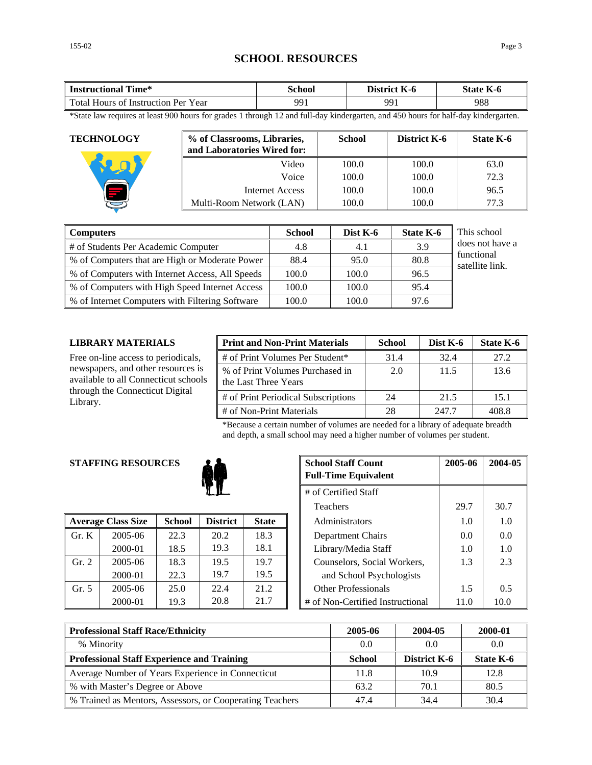# SCHOOL RESOURCES

| Instructional Time* | School | District K-6 | State K-6 |
|---|---|---|---|
| Total Hours of Instruction Per Year | 991 | 991 | 988 |

*State law requires at least 900 hours for grades 1 through 12 and full-day kindergarten, and 450 hours for half-day kindergarten.

## TECHNOLOGY

| % of Classrooms, Libraries, and Laboratories Wired for: | School | District K-6 | State K-6 |
|---|---|---|---|
| Video | 100.0 | 100.0 | 63.0 |
| Voice | 100.0 | 100.0 | 72.3 |
| Internet Access | 100.0 | 100.0 | 96.5 |
| Multi-Room Network (LAN) | 100.0 | 100.0 | 77.3 |

| Computers | School | Dist K-6 | State K-6 |
|---|---|---|---|
| # of Students Per Academic Computer | 4.8 | 4.1 | 3.9 |
| % of Computers that are High or Moderate Power | 88.4 | 95.0 | 80.8 |
| % of Computers with Internet Access, All Speeds | 100.0 | 100.0 | 96.5 |
| % of Computers with High Speed Internet Access | 100.0 | 100.0 | 95.4 |
| % of Internet Computers with Filtering Software | 100.0 | 100.0 | 97.6 |

This school does not have a functional satellite link.

## LIBRARY MATERIALS

Free on-line access to periodicals, newspapers, and other resources is available to all Connecticut schools through the Connecticut Digital Library.

| Print and Non-Print Materials | School | Dist K-6 | State K-6 |
|---|---|---|---|
| # of Print Volumes Per Student* | 31.4 | 32.4 | 27.2 |
| % of Print Volumes Purchased in the Last Three Years | 2.0 | 11.5 | 13.6 |
| # of Print Periodical Subscriptions | 24 | 21.5 | 15.1 |
| # of Non-Print Materials | 28 | 247.7 | 408.8 |

*Because a certain number of volumes are needed for a library of adequate breadth and depth, a small school may need a higher number of volumes per student.

## STAFFING RESOURCES

| Average Class Size | | School | District | State |
|---|---|---|---|---|
| Gr. K | 2005-06 | 22.3 | 20.2 | 18.3 |
| | 2000-01 | 18.5 | 19.3 | 18.1 |
| Gr. 2 | 2005-06 | 18.3 | 19.5 | 19.7 |
| | 2000-01 | 22.3 | 19.7 | 19.5 |
| Gr. 5 | 2005-06 | 25.0 | 22.4 | 21.2 |
| | 2000-01 | 19.3 | 20.8 | 21.7 |

| School Staff Count Full-Time Equivalent | 2005-06 | 2004-05 |
|---|---|---|
| # of Certified Staff | | |
| Teachers | 29.7 | 30.7 |
| Administrators | 1.0 | 1.0 |
| Department Chairs | 0.0 | 0.0 |
| Library/Media Staff | 1.0 | 1.0 |
| Counselors, Social Workers, and School Psychologists | 1.3 | 2.3 |
| Other Professionals | 1.5 | 0.5 |
| # of Non-Certified Instructional | 11.0 | 10.0 |

| Professional Staff Race/Ethnicity | 2005-06 | 2004-05 | 2000-01 |
|---|---|---|---|
| % Minority | 0.0 | 0.0 | 0.0 |
| **Professional Staff Experience and Training** | **School** | **District K-6** | **State K-6** |
| Average Number of Years Experience in Connecticut | 11.8 | 10.9 | 12.8 |
| % with Master's Degree or Above | 63.2 | 70.1 | 80.5 |
| % Trained as Mentors, Assessors, or Cooperating Teachers | 47.4 | 34.4 | 30.4 |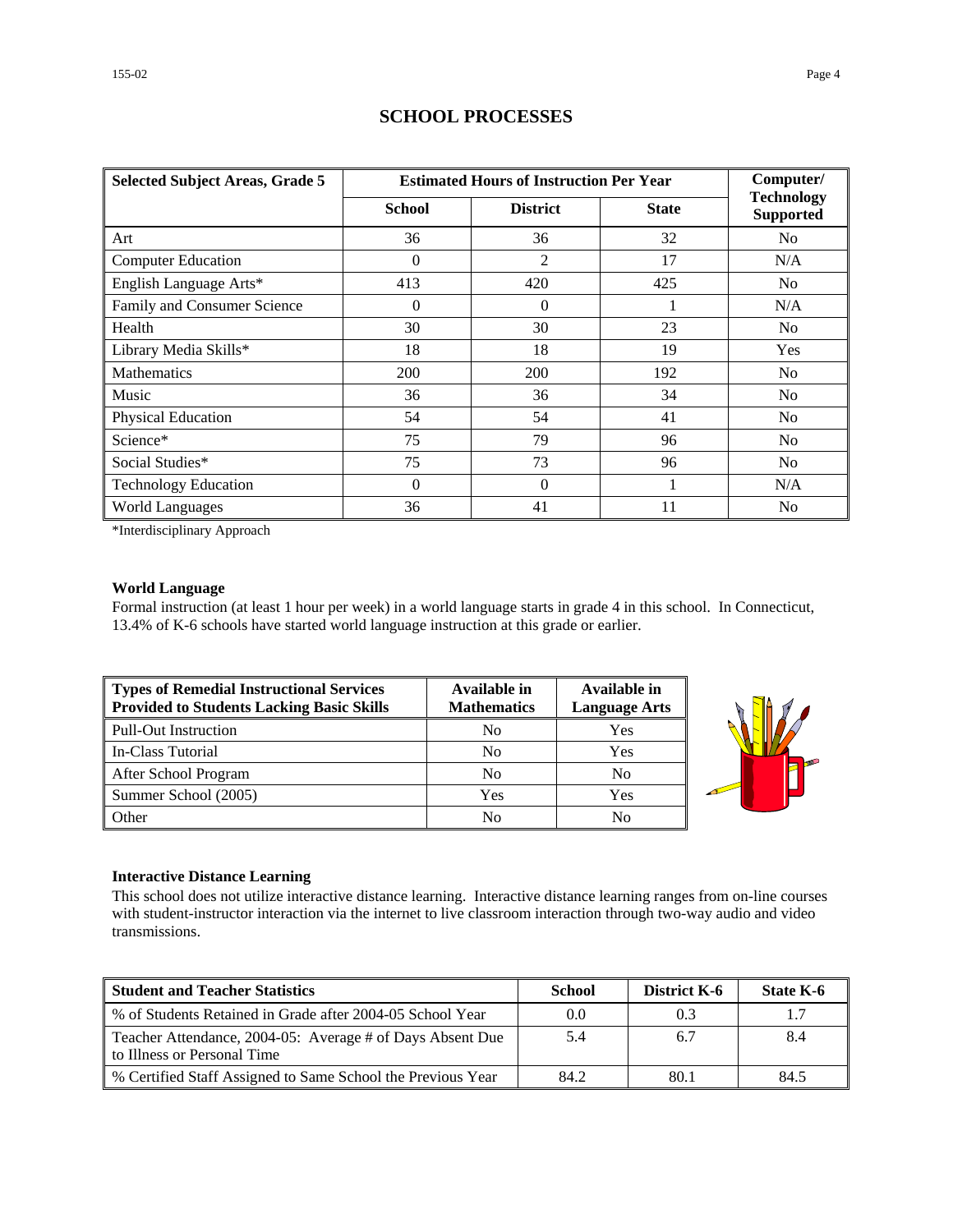## SCHOOL PROCESSES

| Selected Subject Areas, Grade 5 | Estimated Hours of Instruction Per Year | | | Computer/ Technology Supported |
|---|---|---|---|---|
| | School | District | State | |
| Art | 36 | 36 | 32 | No |
| Computer Education | 0 | 2 | 17 | N/A |
| English Language Arts* | 413 | 420 | 425 | No |
| Family and Consumer Science | 0 | 0 | 1 | N/A |
| Health | 30 | 30 | 23 | No |
| Library Media Skills* | 18 | 18 | 19 | Yes |
| Mathematics | 200 | 200 | 192 | No |
| Music | 36 | 36 | 34 | No |
| Physical Education | 54 | 54 | 41 | No |
| Science* | 75 | 79 | 96 | No |
| Social Studies* | 75 | 73 | 96 | No |
| Technology Education | 0 | 0 | 1 | N/A |
| World Languages | 36 | 41 | 11 | No |

*Interdisciplinary Approach

**World Language**

Formal instruction (at least 1 hour per week) in a world language starts in grade 4 in this school. In Connecticut, 13.4% of K-6 schools have started world language instruction at this grade or earlier.

| Types of Remedial Instructional Services Provided to Students Lacking Basic Skills | Available in Mathematics | Available in Language Arts |
|---|---|---|
| Pull-Out Instruction | No | Yes |
| In-Class Tutorial | No | Yes |
| After School Program | No | No |
| Summer School (2005) | Yes | Yes |
| Other | No | No |

**Interactive Distance Learning**

This school does not utilize interactive distance learning. Interactive distance learning ranges from on-line courses with student-instructor interaction via the internet to live classroom interaction through two-way audio and video transmissions.

| Student and Teacher Statistics | School | District K-6 | State K-6 |
|---|---|---|---|
| % of Students Retained in Grade after 2004-05 School Year | 0.0 | 0.3 | 1.7 |
| Teacher Attendance, 2004-05: Average # of Days Absent Due to Illness or Personal Time | 5.4 | 6.7 | 8.4 |
| % Certified Staff Assigned to Same School the Previous Year | 84.2 | 80.1 | 84.5 |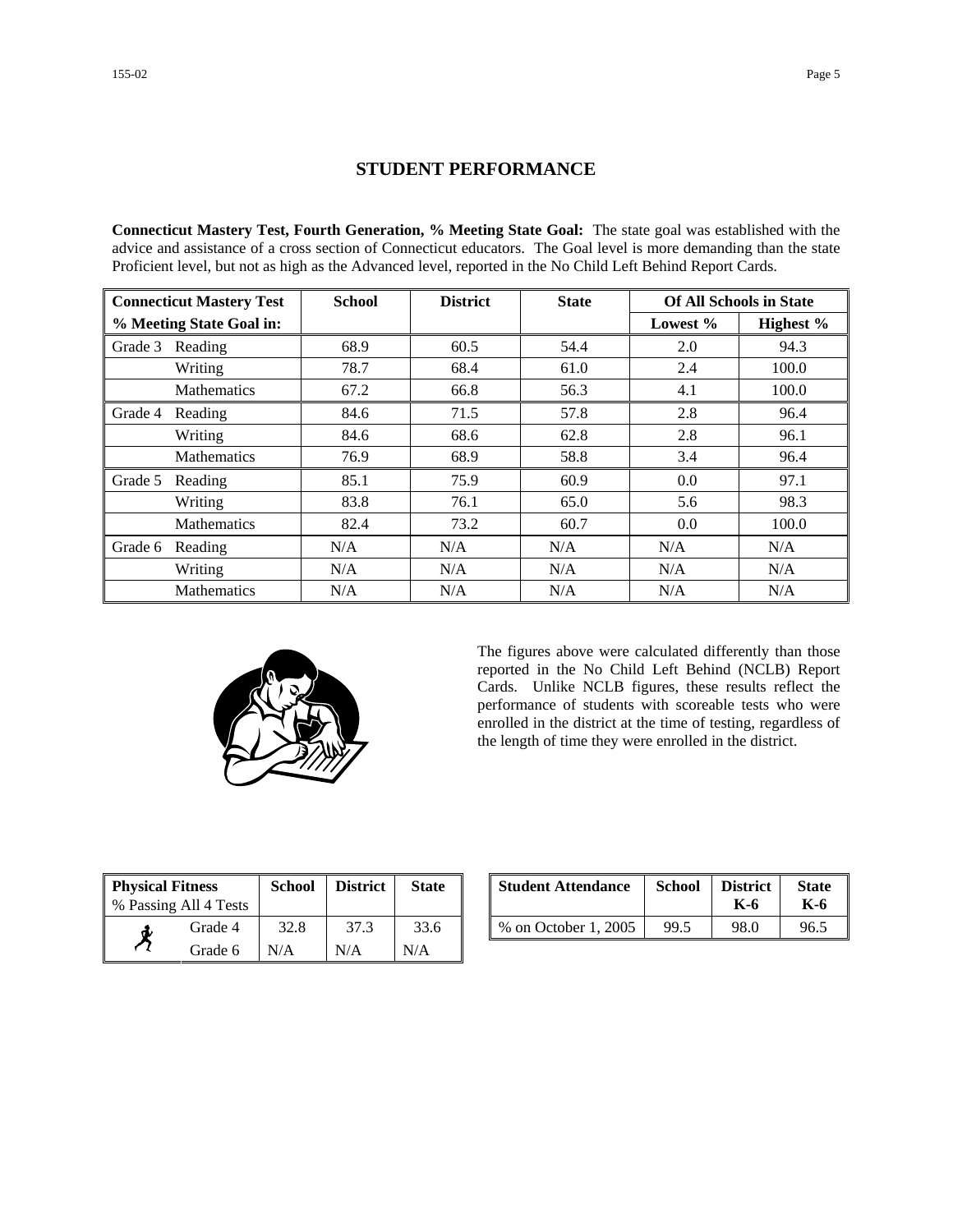## STUDENT PERFORMANCE

**Connecticut Mastery Test, Fourth Generation, % Meeting State Goal:** The state goal was established with the advice and assistance of a cross section of Connecticut educators. The Goal level is more demanding than the state Proficient level, but not as high as the Advanced level, reported in the No Child Left Behind Report Cards.

| Connecticut Mastery Test | | School | District | State | Of All Schools in State | |
|---|---|---|---|---|---|---|
| % Meeting State Goal in: | | | | | Lowest % | Highest % |
| Grade 3 | Reading | 68.9 | 60.5 | 54.4 | 2.0 | 94.3 |
| | Writing | 78.7 | 68.4 | 61.0 | 2.4 | 100.0 |
| | Mathematics | 67.2 | 66.8 | 56.3 | 4.1 | 100.0 |
| Grade 4 | Reading | 84.6 | 71.5 | 57.8 | 2.8 | 96.4 |
| | Writing | 84.6 | 68.6 | 62.8 | 2.8 | 96.1 |
| | Mathematics | 76.9 | 68.9 | 58.8 | 3.4 | 96.4 |
| Grade 5 | Reading | 85.1 | 75.9 | 60.9 | 0.0 | 97.1 |
| | Writing | 83.8 | 76.1 | 65.0 | 5.6 | 98.3 |
| | Mathematics | 82.4 | 73.2 | 60.7 | 0.0 | 100.0 |
| Grade 6 | Reading | N/A | N/A | N/A | N/A | N/A |
| | Writing | N/A | N/A | N/A | N/A | N/A |
| | Mathematics | N/A | N/A | N/A | N/A | N/A |

The figures above were calculated differently than those reported in the No Child Left Behind (NCLB) Report Cards. Unlike NCLB figures, these results reflect the performance of students with scoreable tests who were enrolled in the district at the time of testing, regardless of the length of time they were enrolled in the district.

| **Physical Fitness** % Passing All 4 Tests | School | District | State |
|---|---|---|---|
| Grade 4 | 32.8 | 37.3 | 33.6 |
| Grade 6 | N/A | N/A | N/A |

| Student Attendance | School | District K-6 | State K-6 |
|---|---|---|---|
| % on October 1, 2005 | 99.5 | 98.0 | 96.5 |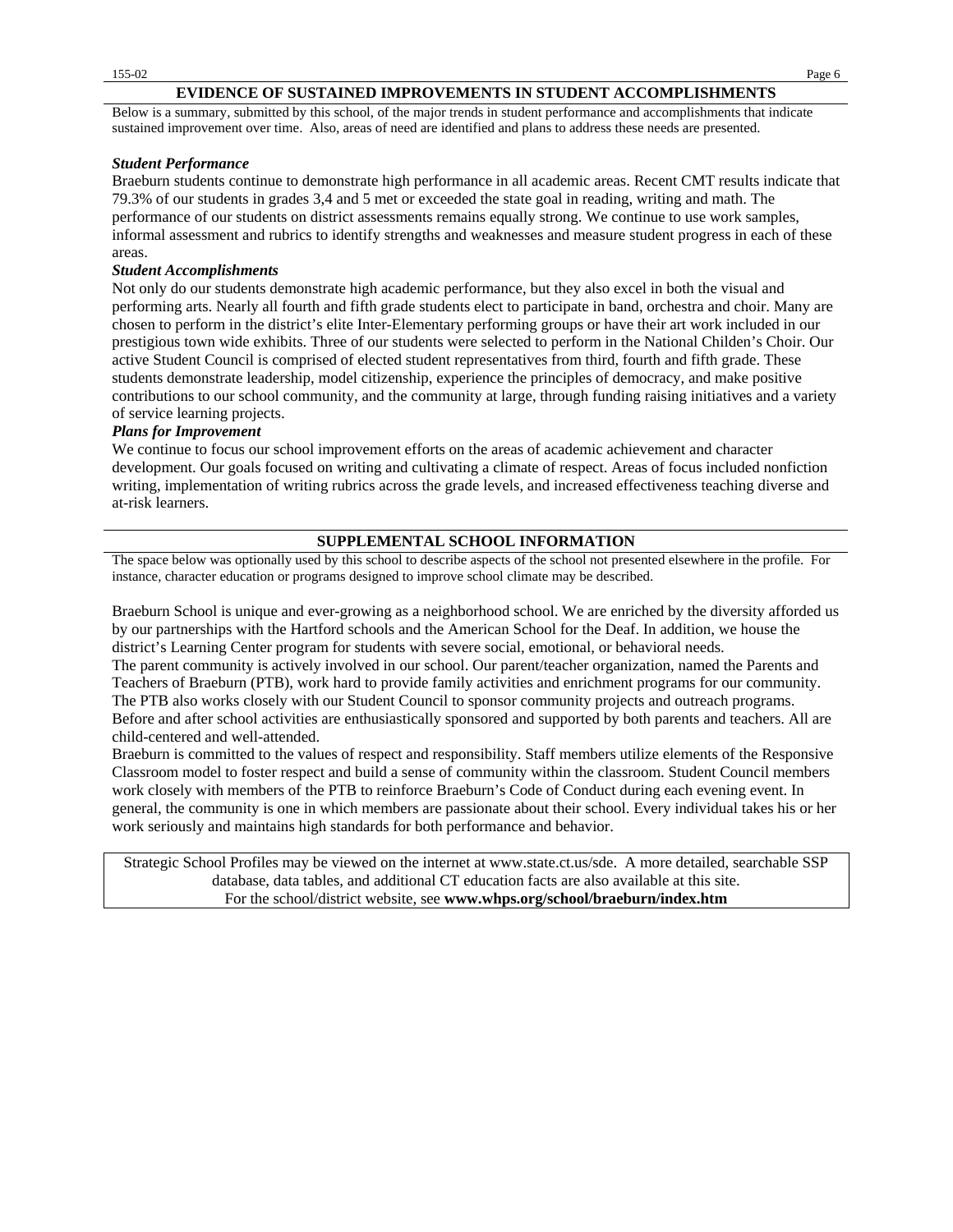## EVIDENCE OF SUSTAINED IMPROVEMENTS IN STUDENT ACCOMPLISHMENTS

Below is a summary, submitted by this school, of the major trends in student performance and accomplishments that indicate sustained improvement over time. Also, areas of need are identified and plans to address these needs are presented.

***Student Performance***

Braeburn students continue to demonstrate high performance in all academic areas. Recent CMT results indicate that 79.3% of our students in grades 3,4 and 5 met or exceeded the state goal in reading, writing and math. The performance of our students on district assessments remains equally strong. We continue to use work samples, informal assessment and rubrics to identify strengths and weaknesses and measure student progress in each of these areas.

***Student Accomplishments***

Not only do our students demonstrate high academic performance, but they also excel in both the visual and performing arts. Nearly all fourth and fifth grade students elect to participate in band, orchestra and choir. Many are chosen to perform in the district's elite Inter-Elementary performing groups or have their art work included in our prestigious town wide exhibits. Three of our students were selected to perform in the National Childen's Choir. Our active Student Council is comprised of elected student representatives from third, fourth and fifth grade. These students demonstrate leadership, model citizenship, experience the principles of democracy, and make positive contributions to our school community, and the community at large, through funding raising initiatives and a variety of service learning projects.

***Plans for Improvement***

We continue to focus our school improvement efforts on the areas of academic achievement and character development. Our goals focused on writing and cultivating a climate of respect. Areas of focus included nonfiction writing, implementation of writing rubrics across the grade levels, and increased effectiveness teaching diverse and at-risk learners.

## SUPPLEMENTAL SCHOOL INFORMATION

The space below was optionally used by this school to describe aspects of the school not presented elsewhere in the profile. For instance, character education or programs designed to improve school climate may be described.

Braeburn School is unique and ever-growing as a neighborhood school. We are enriched by the diversity afforded us by our partnerships with the Hartford schools and the American School for the Deaf. In addition, we house the district's Learning Center program for students with severe social, emotional, or behavioral needs.

The parent community is actively involved in our school. Our parent/teacher organization, named the Parents and Teachers of Braeburn (PTB), work hard to provide family activities and enrichment programs for our community. The PTB also works closely with our Student Council to sponsor community projects and outreach programs. Before and after school activities are enthusiastically sponsored and supported by both parents and teachers. All are child-centered and well-attended.

Braeburn is committed to the values of respect and responsibility. Staff members utilize elements of the Responsive Classroom model to foster respect and build a sense of community within the classroom. Student Council members work closely with members of the PTB to reinforce Braeburn's Code of Conduct during each evening event. In general, the community is one in which members are passionate about their school. Every individual takes his or her work seriously and maintains high standards for both performance and behavior.

Strategic School Profiles may be viewed on the internet at www.state.ct.us/sde. A more detailed, searchable SSP database, data tables, and additional CT education facts are also available at this site.
For the school/district website, see **www.whps.org/school/braeburn/index.htm**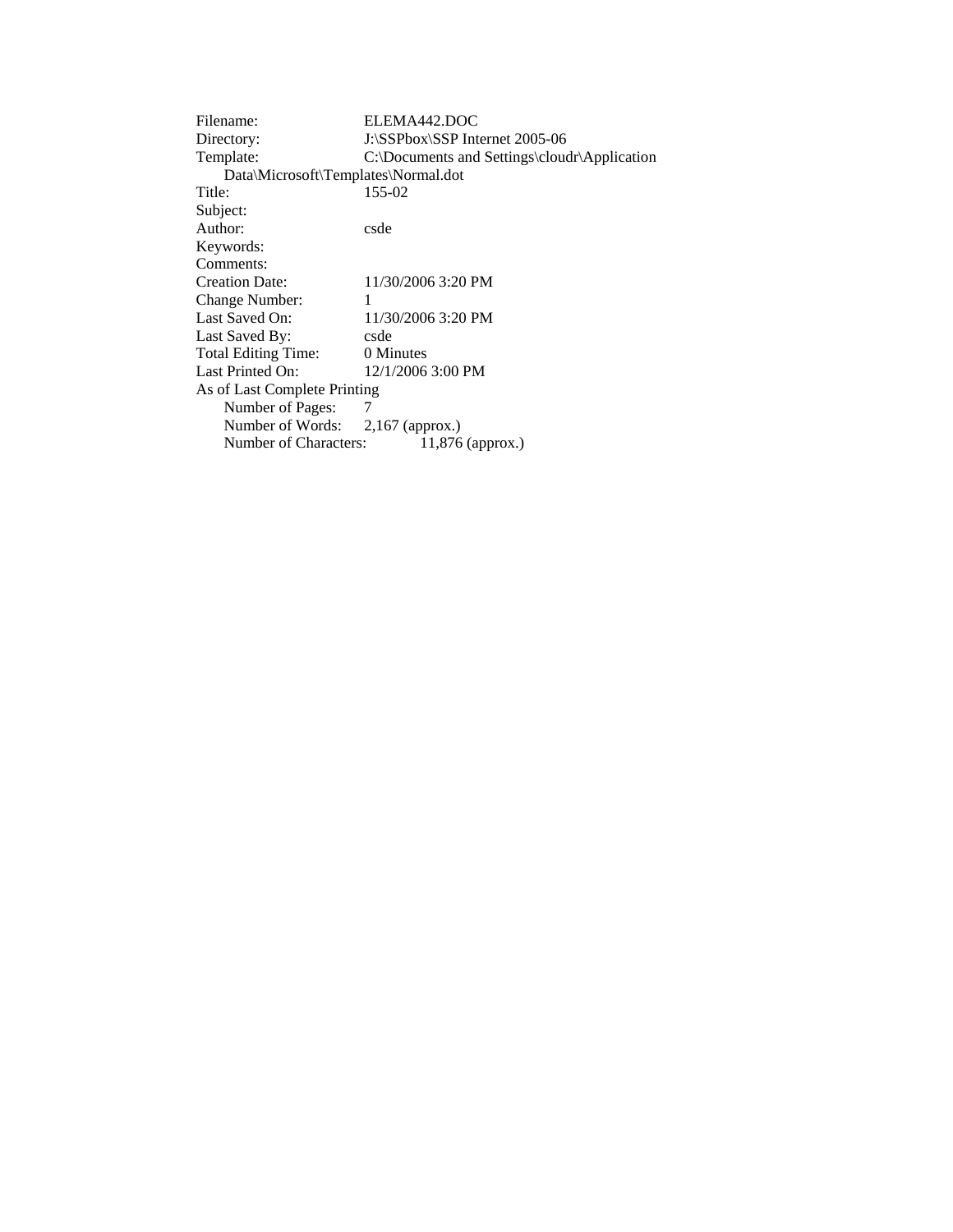Filename: ELEMA442.DOC
Directory: J:\SSPbox\SSP Internet 2005-06
Template: C:\Documents and Settings\cloudr\Application Data\Microsoft\Templates\Normal.dot
Title: 155-02
Subject:
Author: csde
Keywords:
Comments:
Creation Date: 11/30/2006 3:20 PM
Change Number: 1
Last Saved On: 11/30/2006 3:20 PM
Last Saved By: csde
Total Editing Time: 0 Minutes
Last Printed On: 12/1/2006 3:00 PM
As of Last Complete Printing
Number of Pages: 7
Number of Words: 2,167 (approx.)
Number of Characters: 11,876 (approx.)